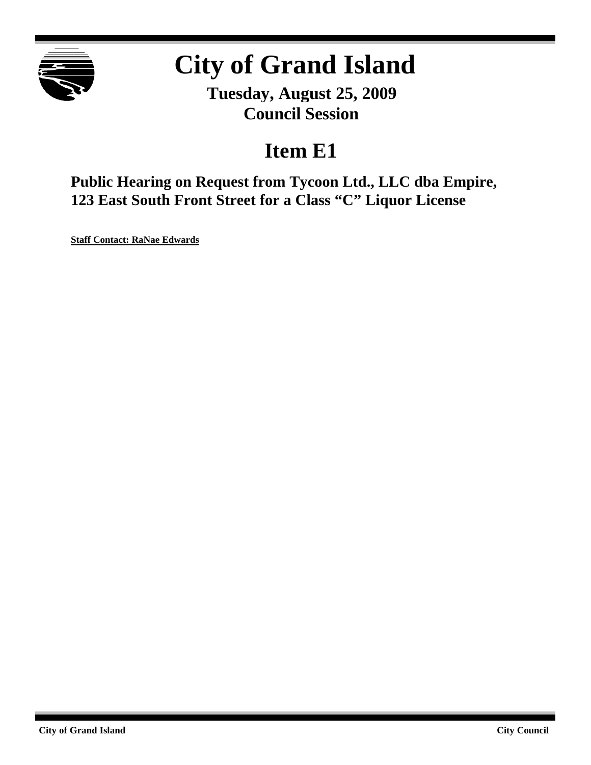# City of Grand Island

**Tuesday, August 25, 2009**
**Council Session**

## Item E1

### Public Hearing on Request from Tycoon Ltd., LLC dba Empire, 123 East South Front Street for a Class "C" Liquor License

**Staff Contact: RaNae Edwards**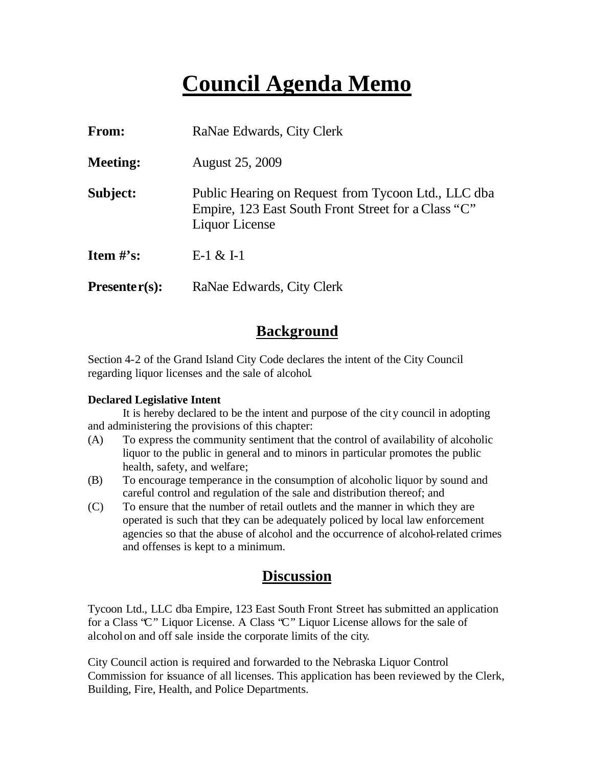# Council Agenda Memo

**From:** RaNae Edwards, City Clerk

**Meeting:** August 25, 2009

**Subject:** Public Hearing on Request from Tycoon Ltd., LLC dba Empire, 123 East South Front Street for a Class "C" Liquor License

**Item #'s:** E-1 & I-1

**Presenter(s):** RaNae Edwards, City Clerk

## Background

Section 4-2 of the Grand Island City Code declares the intent of the City Council regarding liquor licenses and the sale of alcohol.

**Declared Legislative Intent**

It is hereby declared to be the intent and purpose of the city council in adopting and administering the provisions of this chapter:

(A) To express the community sentiment that the control of availability of alcoholic liquor to the public in general and to minors in particular promotes the public health, safety, and welfare;

(B) To encourage temperance in the consumption of alcoholic liquor by sound and careful control and regulation of the sale and distribution thereof; and

(C) To ensure that the number of retail outlets and the manner in which they are operated is such that they can be adequately policed by local law enforcement agencies so that the abuse of alcohol and the occurrence of alcohol-related crimes and offenses is kept to a minimum.

## Discussion

Tycoon Ltd., LLC dba Empire, 123 East South Front Street has submitted an application for a Class "C" Liquor License. A Class "C" Liquor License allows for the sale of alcohol on and off sale inside the corporate limits of the city.

City Council action is required and forwarded to the Nebraska Liquor Control Commission for issuance of all licenses. This application has been reviewed by the Clerk, Building, Fire, Health, and Police Departments.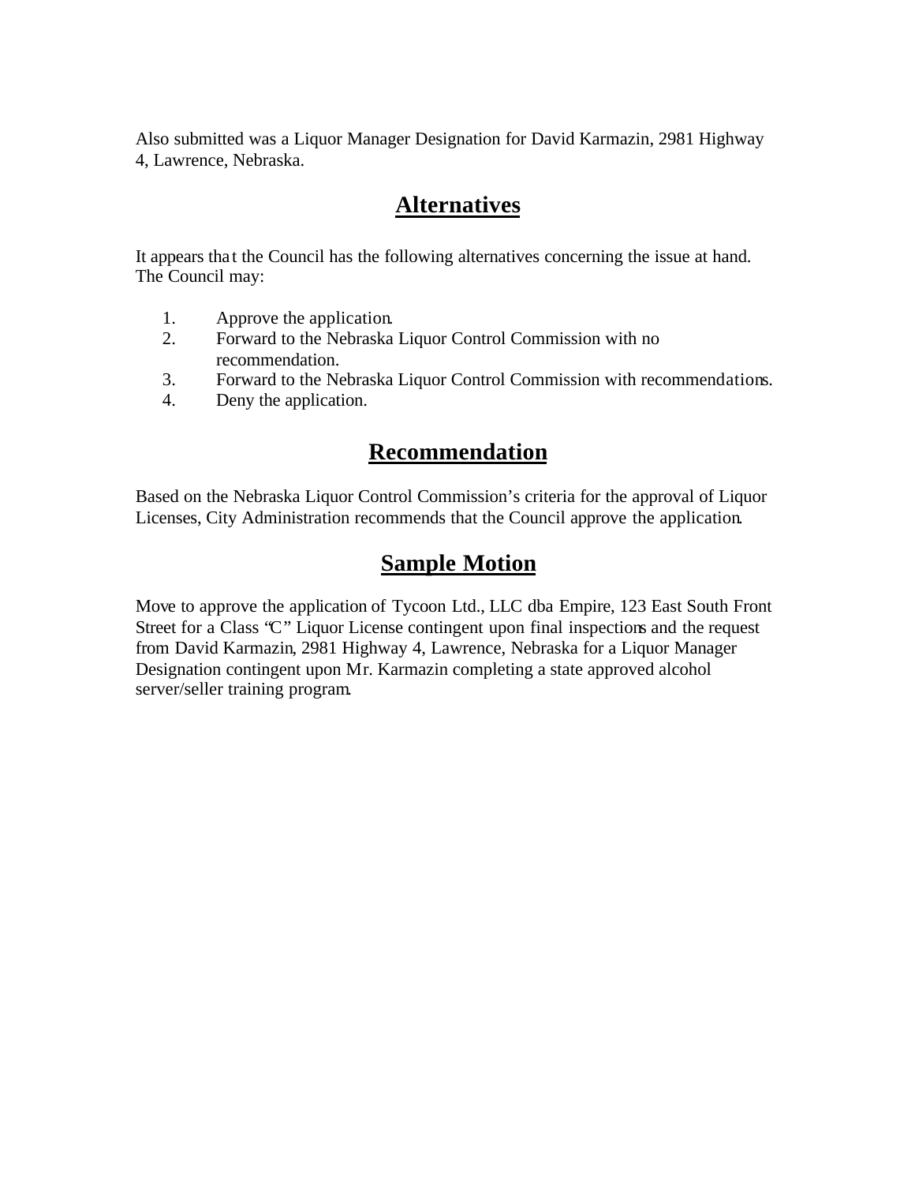Also submitted was a Liquor Manager Designation for David Karmazin, 2981 Highway 4, Lawrence, Nebraska.

## Alternatives

It appears that the Council has the following alternatives concerning the issue at hand. The Council may:

1. Approve the application.
2. Forward to the Nebraska Liquor Control Commission with no recommendation.
3. Forward to the Nebraska Liquor Control Commission with recommendations.
4. Deny the application.

## Recommendation

Based on the Nebraska Liquor Control Commission's criteria for the approval of Liquor Licenses, City Administration recommends that the Council approve the application.

## Sample Motion

Move to approve the application of Tycoon Ltd., LLC dba Empire, 123 East South Front Street for a Class "C" Liquor License contingent upon final inspections and the request from David Karmazin, 2981 Highway 4, Lawrence, Nebraska for a Liquor Manager Designation contingent upon Mr. Karmazin completing a state approved alcohol server/seller training program.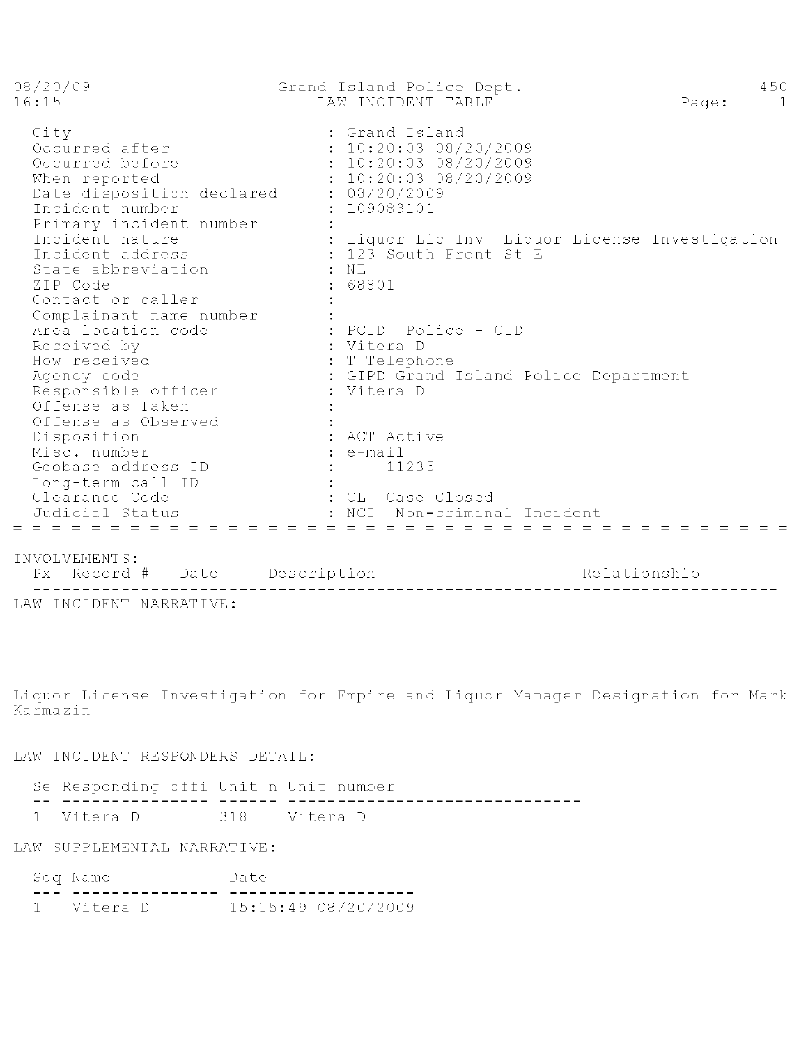08/20/09 Grand Island Police Dept. 450
16:15 LAW INCIDENT TABLE

| Field | Value |
|---|---|
| City | : Grand Island |
| Occurred after | : 10:20:03 08/20/2009 |
| Occurred before | : 10:20:03 08/20/2009 |
| When reported | : 10:20:03 08/20/2009 |
| Date disposition declared | : 08/20/2009 |
| Incident number | : L09083101 |
| Primary incident number | : |
| Incident nature | : Liquor Lic Inv Liquor License Investigation |
| Incident address | : 123 South Front St E |
| State abbreviation | : NE |
| ZIP Code | : 68801 |
| Contact or caller | : |
| Complainant name number | : |
| Area location code | : PCID Police - CID |
| Received by | : Vitera D |
| How received | : T Telephone |
| Agency code | : GIPD Grand Island Police Department |
| Responsible officer | : Vitera D |
| Offense as Taken | : |
| Offense as Observed | : |
| Disposition | : ACT Active |
| Misc. number | : e-mail |
| Geobase address ID | : 11235 |
| Long-term call ID | : |
| Clearance Code | : CL Case Closed |
| Judicial Status | : NCI Non-criminal Incident |

INVOLVEMENTS:

| Px | Record # | Date | Description | Relationship |
|---|---|---|---|---|

LAW INCIDENT NARRATIVE:

Liquor License Investigation for Empire and Liquor Manager Designation for Mark Karmazin

LAW INCIDENT RESPONDERS DETAIL:

| Se | Responding offi | Unit n | Unit number |
|---|---|---|---|
| 1 | Vitera D | 318 | Vitera D |

LAW SUPPLEMENTAL NARRATIVE:

| Seq | Name | Date |
|---|---|---|
| 1 | Vitera D | 15:15:49 08/20/2009 |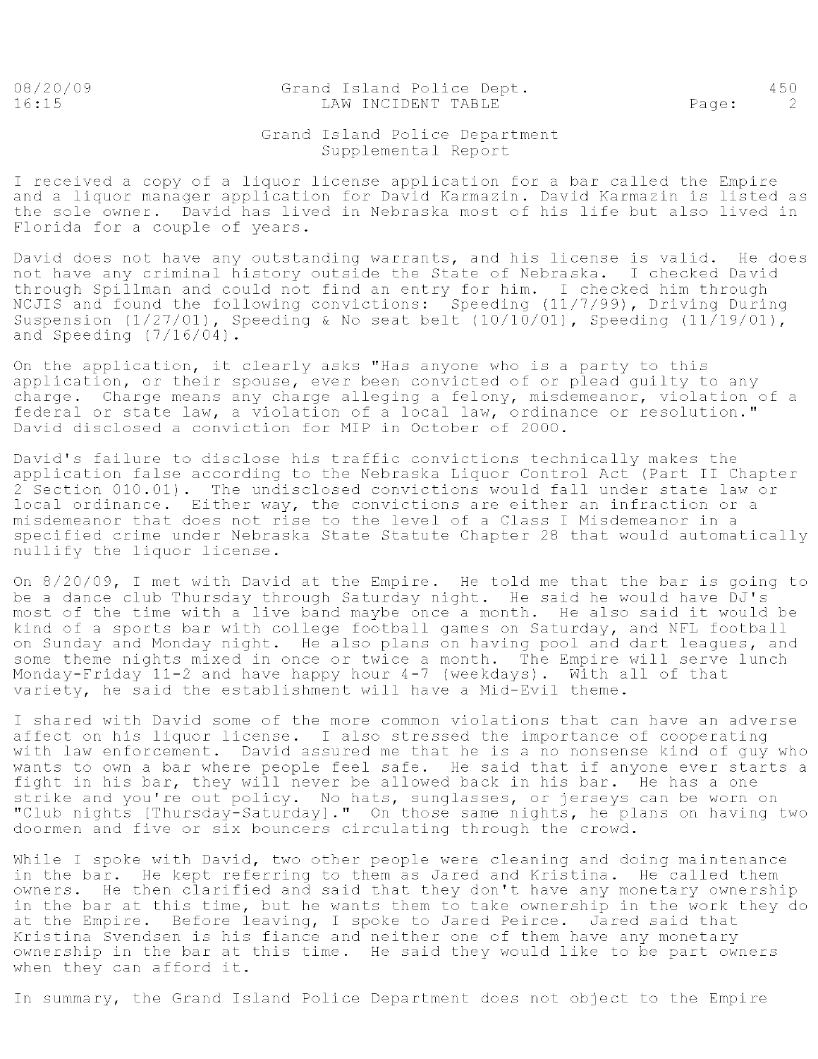# Grand Island Police Department
## Supplemental Report

I received a copy of a liquor license application for a bar called the Empire and a liquor manager application for David Karmazin. David Karmazin is listed as the sole owner. David has lived in Nebraska most of his life but also lived in Florida for a couple of years.

David does not have any outstanding warrants, and his license is valid. He does not have any criminal history outside the State of Nebraska. I checked David through Spillman and could not find an entry for him. I checked him through NCJIS and found the following convictions: Speeding (11/7/99), Driving During Suspension (1/27/01), Speeding & No seat belt (10/10/01), Speeding (11/19/01), and Speeding (7/16/04).

On the application, it clearly asks "Has anyone who is a party to this application, or their spouse, ever been convicted of or plead guilty to any charge. Charge means any charge alleging a felony, misdemeanor, violation of a federal or state law, a violation of a local law, ordinance or resolution." David disclosed a conviction for MIP in October of 2000.

David's failure to disclose his traffic convictions technically makes the application false according to the Nebraska Liquor Control Act (Part II Chapter 2 Section 010.01). The undisclosed convictions would fall under state law or local ordinance. Either way, the convictions are either an infraction or a misdemeanor that does not rise to the level of a Class I Misdemeanor in a specified crime under Nebraska State Statute Chapter 28 that would automatically nullify the liquor license.

On 8/20/09, I met with David at the Empire. He told me that the bar is going to be a dance club Thursday through Saturday night. He said he would have DJ's most of the time with a live band maybe once a month. He also said it would be kind of a sports bar with college football games on Saturday, and NFL football on Sunday and Monday night. He also plans on having pool and dart leagues, and some theme nights mixed in once or twice a month. The Empire will serve lunch Monday-Friday 11-2 and have happy hour 4-7 (weekdays). With all of that variety, he said the establishment will have a Mid-Evil theme.

I shared with David some of the more common violations that can have an adverse affect on his liquor license. I also stressed the importance of cooperating with law enforcement. David assured me that he is a no nonsense kind of guy who wants to own a bar where people feel safe. He said that if anyone ever starts a fight in his bar, they will never be allowed back in his bar. He has a one strike and you're out policy. No hats, sunglasses, or jerseys can be worn on "Club nights [Thursday-Saturday]." On those same nights, he plans on having two doormen and five or six bouncers circulating through the crowd.

While I spoke with David, two other people were cleaning and doing maintenance in the bar. He kept referring to them as Jared and Kristina. He called them owners. He then clarified and said that they don't have any monetary ownership in the bar at this time, but he wants them to take ownership in the work they do at the Empire. Before leaving, I spoke to Jared Peirce. Jared said that Kristina Svendsen is his fiance and neither one of them have any monetary ownership in the bar at this time. He said they would like to be part owners when they can afford it.

In summary, the Grand Island Police Department does not object to the Empire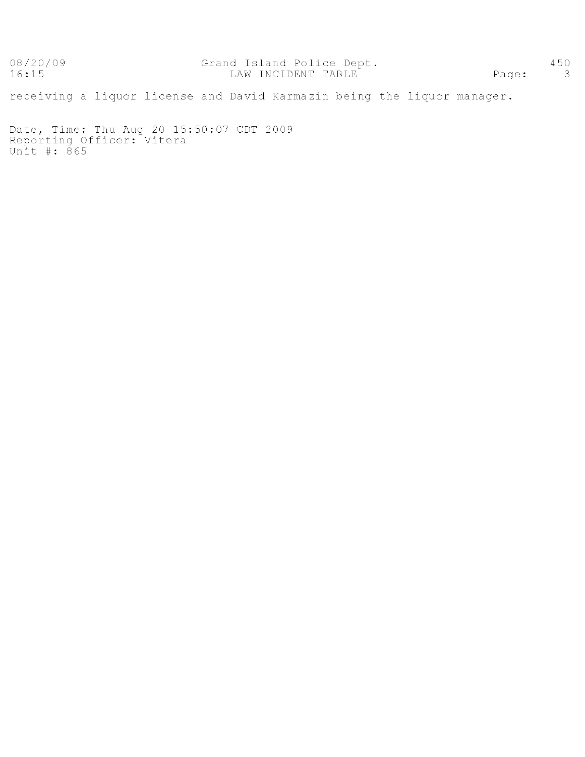receiving a liquor license and David Karmazin being the liquor manager.

Date, Time: Thu Aug 20 15:50:07 CDT 2009
Reporting Officer: Vitera
Unit #: 865